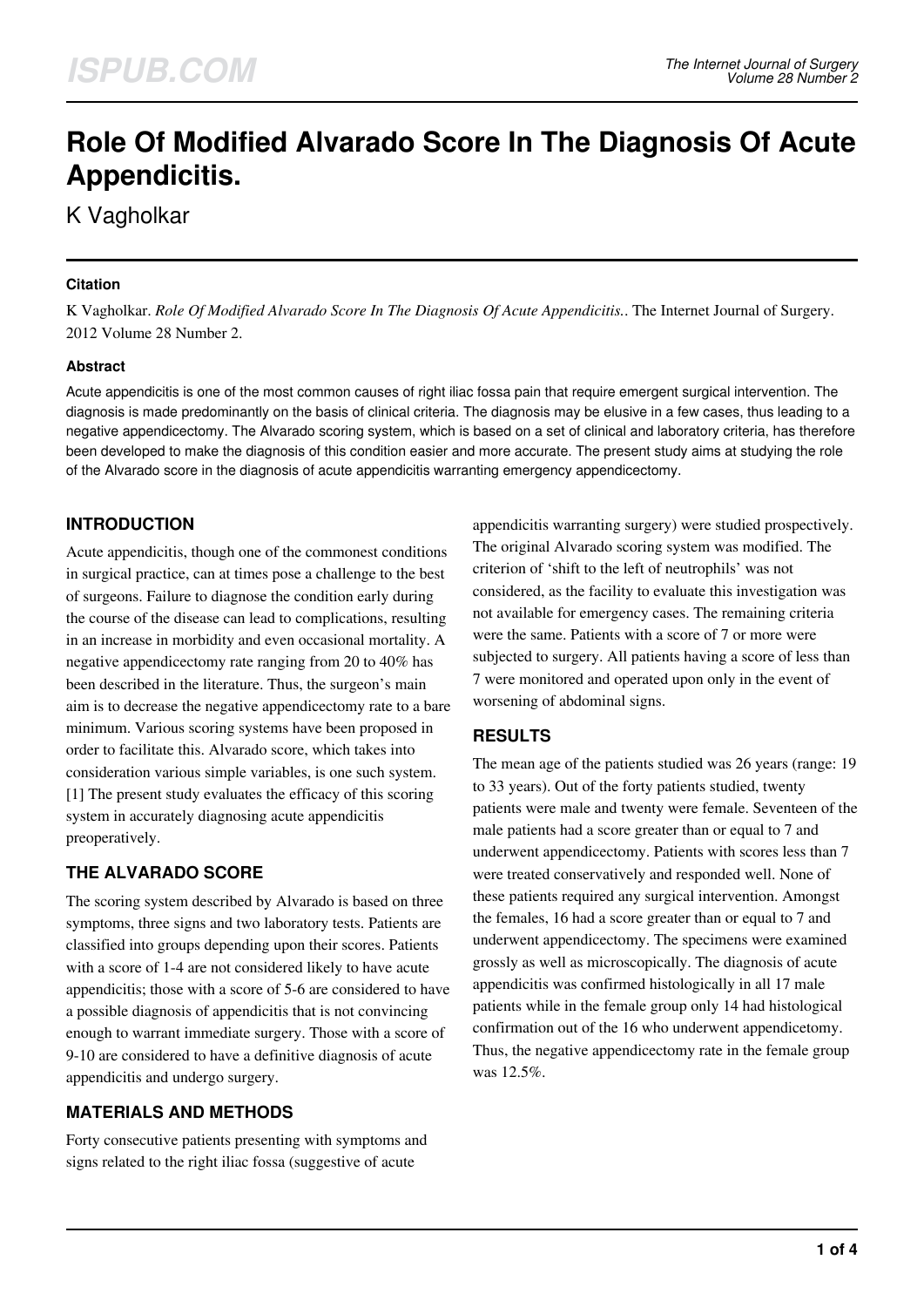# Role Of Modified Alvarado Score In The Diagnosis Of Acute Appendicitis.

K Vagholkar

### Citation

K Vagholkar. *Role Of Modified Alvarado Score In The Diagnosis Of Acute Appendicitis.*. The Internet Journal of Surgery. 2012 Volume 28 Number 2.

### Abstract

Acute appendicitis is one of the most common causes of right iliac fossa pain that require emergent surgical intervention. The diagnosis is made predominantly on the basis of clinical criteria. The diagnosis may be elusive in a few cases, thus leading to a negative appendicectomy. The Alvarado scoring system, which is based on a set of clinical and laboratory criteria, has therefore been developed to make the diagnosis of this condition easier and more accurate. The present study aims at studying the role of the Alvarado score in the diagnosis of acute appendicitis warranting emergency appendicectomy.

## INTRODUCTION

Acute appendicitis, though one of the commonest conditions in surgical practice, can at times pose a challenge to the best of surgeons. Failure to diagnose the condition early during the course of the disease can lead to complications, resulting in an increase in morbidity and even occasional mortality. A negative appendicectomy rate ranging from 20 to 40% has been described in the literature. Thus, the surgeon's main aim is to decrease the negative appendicectomy rate to a bare minimum. Various scoring systems have been proposed in order to facilitate this. Alvarado score, which takes into consideration various simple variables, is one such system. [1] The present study evaluates the efficacy of this scoring system in accurately diagnosing acute appendicitis preoperatively.

## THE ALVARADO SCORE

The scoring system described by Alvarado is based on three symptoms, three signs and two laboratory tests. Patients are classified into groups depending upon their scores. Patients with a score of 1-4 are not considered likely to have acute appendicitis; those with a score of 5-6 are considered to have a possible diagnosis of appendicitis that is not convincing enough to warrant immediate surgery. Those with a score of 9-10 are considered to have a definitive diagnosis of acute appendicitis and undergo surgery.

## MATERIALS AND METHODS

Forty consecutive patients presenting with symptoms and signs related to the right iliac fossa (suggestive of acute appendicitis warranting surgery) were studied prospectively. The original Alvarado scoring system was modified. The criterion of 'shift to the left of neutrophils' was not considered, as the facility to evaluate this investigation was not available for emergency cases. The remaining criteria were the same. Patients with a score of 7 or more were subjected to surgery. All patients having a score of less than 7 were monitored and operated upon only in the event of worsening of abdominal signs.

## RESULTS

The mean age of the patients studied was 26 years (range: 19 to 33 years). Out of the forty patients studied, twenty patients were male and twenty were female. Seventeen of the male patients had a score greater than or equal to 7 and underwent appendicectomy. Patients with scores less than 7 were treated conservatively and responded well. None of these patients required any surgical intervention. Amongst the females, 16 had a score greater than or equal to 7 and underwent appendicectomy. The specimens were examined grossly as well as microscopically. The diagnosis of acute appendicitis was confirmed histologically in all 17 male patients while in the female group only 14 had histological confirmation out of the 16 who underwent appendicetomy. Thus, the negative appendicectomy rate in the female group was 12.5%.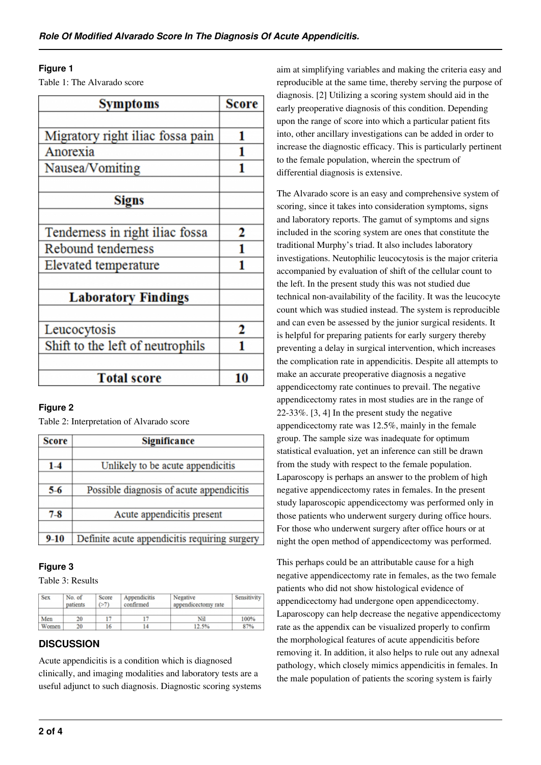**Figure 1**

Table 1: The Alvarado score

| Symptoms | Score |
|---|---|
| | |
| Migratory right iliac fossa pain | 1 |
| Anorexia | 1 |
| Nausea/Vomiting | 1 |
| | |
| **Signs** | |
| | |
| Tenderness in right iliac fossa | 2 |
| Rebound tenderness | 1 |
| Elevated temperature | 1 |
| | |
| **Laboratory Findings** | |
| | |
| Leucocytosis | 2 |
| Shift to the left of neutrophils | 1 |
| | |
| **Total score** | **10** |

**Figure 2**

Table 2: Interpretation of Alvarado score

| Score | Significance |
|---|---|
| | |
| **1-4** | Unlikely to be acute appendicitis |
| | |
| **5-6** | Possible diagnosis of acute appendicitis |
| | |
| **7-8** | Acute appendicitis present |
| | |
| **9-10** | Definite acute appendicitis requiring surgery |

**Figure 3**

Table 3: Results

| Sex | No. of patients | Score (>7) | Appendicitis confirmed | Negative appendicectomy rate | Sensitivity |
|---|---|---|---|---|---|
| | | | | | |
| Men | 20 | 17 | 17 | Nil | 100% |
| Women | 20 | 16 | 14 | 12.5% | 87% |

## DISCUSSION

Acute appendicitis is a condition which is diagnosed clinically, and imaging modalities and laboratory tests are a useful adjunct to such diagnosis. Diagnostic scoring systems aim at simplifying variables and making the criteria easy and reproducible at the same time, thereby serving the purpose of diagnosis. [2] Utilizing a scoring system should aid in the early preoperative diagnosis of this condition. Depending upon the range of score into which a particular patient fits into, other ancillary investigations can be added in order to increase the diagnostic efficacy. This is particularly pertinent to the female population, wherein the spectrum of differential diagnosis is extensive.

The Alvarado score is an easy and comprehensive system of scoring, since it takes into consideration symptoms, signs and laboratory reports. The gamut of symptoms and signs included in the scoring system are ones that constitute the traditional Murphy's triad. It also includes laboratory investigations. Neutophilic leucocytosis is the major criteria accompanied by evaluation of shift of the cellular count to the left. In the present study this was not studied due technical non-availability of the facility. It was the leucocyte count which was studied instead. The system is reproducible and can even be assessed by the junior surgical residents. It is helpful for preparing patients for early surgery thereby preventing a delay in surgical intervention, which increases the complication rate in appendicitis. Despite all attempts to make an accurate preoperative diagnosis a negative appendicectomy rate continues to prevail. The negative appendicectomy rates in most studies are in the range of 22-33%. [3, 4] In the present study the negative appendicectomy rate was 12.5%, mainly in the female group. The sample size was inadequate for optimum statistical evaluation, yet an inference can still be drawn from the study with respect to the female population. Laparoscopy is perhaps an answer to the problem of high negative appendicectomy rates in females. In the present study laparoscopic appendicectomy was performed only in those patients who underwent surgery during office hours. For those who underwent surgery after office hours or at night the open method of appendicectomy was performed.

This perhaps could be an attributable cause for a high negative appendicectomy rate in females, as the two female patients who did not show histological evidence of appendicectomy had undergone open appendicectomy. Laparoscopy can help decrease the negative appendicectomy rate as the appendix can be visualized properly to confirm the morphological features of acute appendicitis before removing it. In addition, it also helps to rule out any adnexal pathology, which closely mimics appendicitis in females. In the male population of patients the scoring system is fairly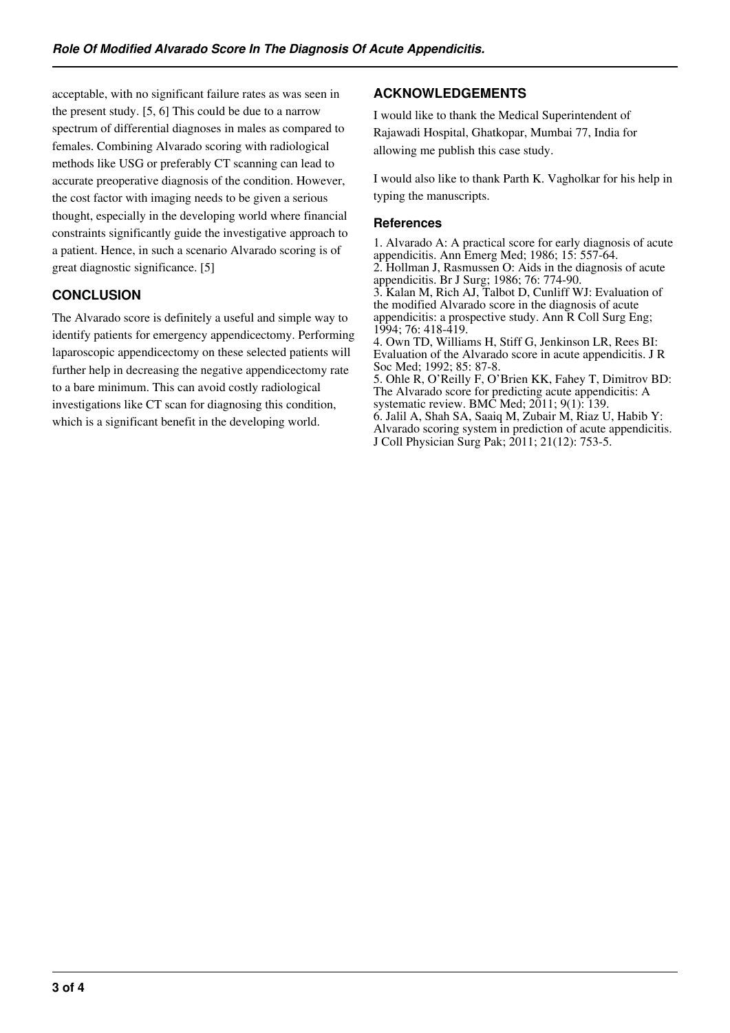acceptable, with no significant failure rates as was seen in the present study. [5, 6] This could be due to a narrow spectrum of differential diagnoses in males as compared to females. Combining Alvarado scoring with radiological methods like USG or preferably CT scanning can lead to accurate preoperative diagnosis of the condition. However, the cost factor with imaging needs to be given a serious thought, especially in the developing world where financial constraints significantly guide the investigative approach to a patient. Hence, in such a scenario Alvarado scoring is of great diagnostic significance. [5]

## CONCLUSION

The Alvarado score is definitely a useful and simple way to identify patients for emergency appendicectomy. Performing laparoscopic appendicectomy on these selected patients will further help in decreasing the negative appendicectomy rate to a bare minimum. This can avoid costly radiological investigations like CT scan for diagnosing this condition, which is a significant benefit in the developing world.

## ACKNOWLEDGEMENTS

I would like to thank the Medical Superintendent of Rajawadi Hospital, Ghatkopar, Mumbai 77, India for allowing me publish this case study.

I would also like to thank Parth K. Vagholkar for his help in typing the manuscripts.

### References

1. Alvarado A: A practical score for early diagnosis of acute appendicitis. Ann Emerg Med; 1986; 15: 557-64.
2. Hollman J, Rasmussen O: Aids in the diagnosis of acute appendicitis. Br J Surg; 1986; 76: 774-90.
3. Kalan M, Rich AJ, Talbot D, Cunliff WJ: Evaluation of the modified Alvarado score in the diagnosis of acute appendicitis: a prospective study. Ann R Coll Surg Eng; 1994; 76: 418-419.
4. Own TD, Williams H, Stiff G, Jenkinson LR, Rees BI: Evaluation of the Alvarado score in acute appendicitis. J R Soc Med; 1992; 85: 87-8.
5. Ohle R, O'Reilly F, O'Brien KK, Fahey T, Dimitrov BD: The Alvarado score for predicting acute appendicitis: A systematic review. BMC Med; 2011; 9(1): 139.
6. Jalil A, Shah SA, Saaiq M, Zubair M, Riaz U, Habib Y: Alvarado scoring system in prediction of acute appendicitis. J Coll Physician Surg Pak; 2011; 21(12): 753-5.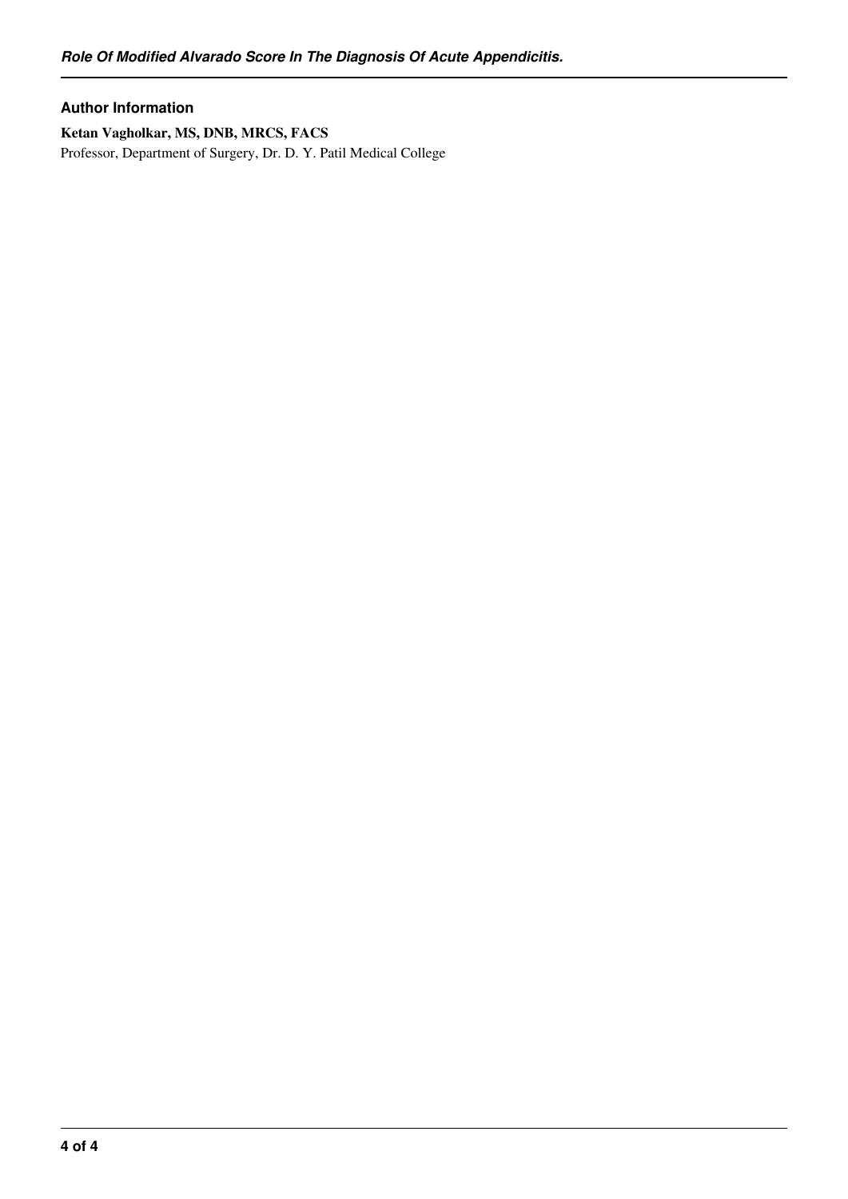### Author Information

**Ketan Vagholkar, MS, DNB, MRCS, FACS**
Professor, Department of Surgery, Dr. D. Y. Patil Medical College